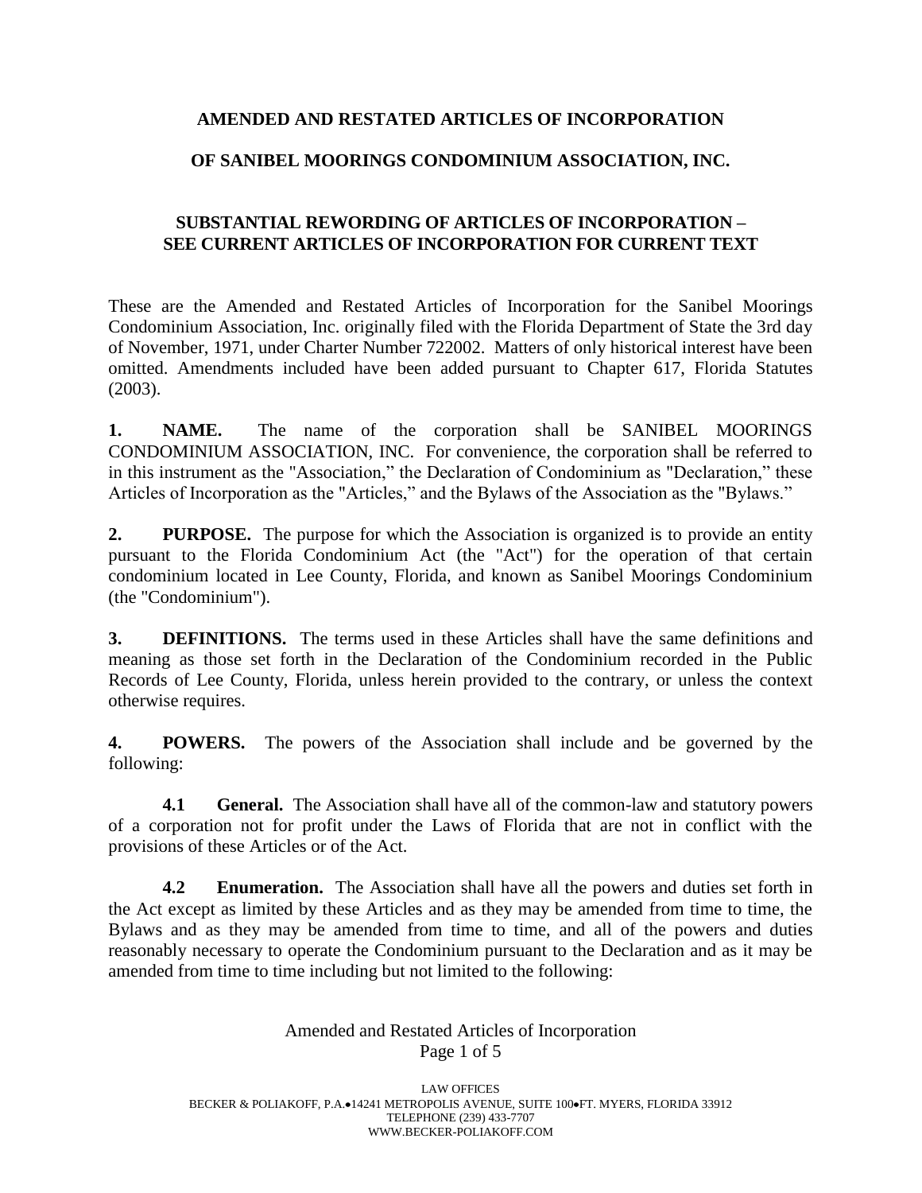# AMENDED AND RESTATED ARTICLES OF INCORPORATION

# OF SANIBEL MOORINGS CONDOMINIUM ASSOCIATION, INC.

## SUBSTANTIAL REWORDING OF ARTICLES OF INCORPORATION – SEE CURRENT ARTICLES OF INCORPORATION FOR CURRENT TEXT

These are the Amended and Restated Articles of Incorporation for the Sanibel Moorings Condominium Association, Inc. originally filed with the Florida Department of State the 3rd day of November, 1971, under Charter Number 722002. Matters of only historical interest have been omitted. Amendments included have been added pursuant to Chapter 617, Florida Statutes (2003).

**1. NAME.** The name of the corporation shall be SANIBEL MOORINGS CONDOMINIUM ASSOCIATION, INC. For convenience, the corporation shall be referred to in this instrument as the "Association," the Declaration of Condominium as "Declaration," these Articles of Incorporation as the "Articles," and the Bylaws of the Association as the "Bylaws."

**2. PURPOSE.** The purpose for which the Association is organized is to provide an entity pursuant to the Florida Condominium Act (the "Act") for the operation of that certain condominium located in Lee County, Florida, and known as Sanibel Moorings Condominium (the "Condominium").

**3. DEFINITIONS.** The terms used in these Articles shall have the same definitions and meaning as those set forth in the Declaration of the Condominium recorded in the Public Records of Lee County, Florida, unless herein provided to the contrary, or unless the context otherwise requires.

**4. POWERS.** The powers of the Association shall include and be governed by the following:

**4.1 General.** The Association shall have all of the common-law and statutory powers of a corporation not for profit under the Laws of Florida that are not in conflict with the provisions of these Articles or of the Act.

**4.2 Enumeration.** The Association shall have all the powers and duties set forth in the Act except as limited by these Articles and as they may be amended from time to time, the Bylaws and as they may be amended from time to time, and all of the powers and duties reasonably necessary to operate the Condominium pursuant to the Declaration and as it may be amended from time to time including but not limited to the following: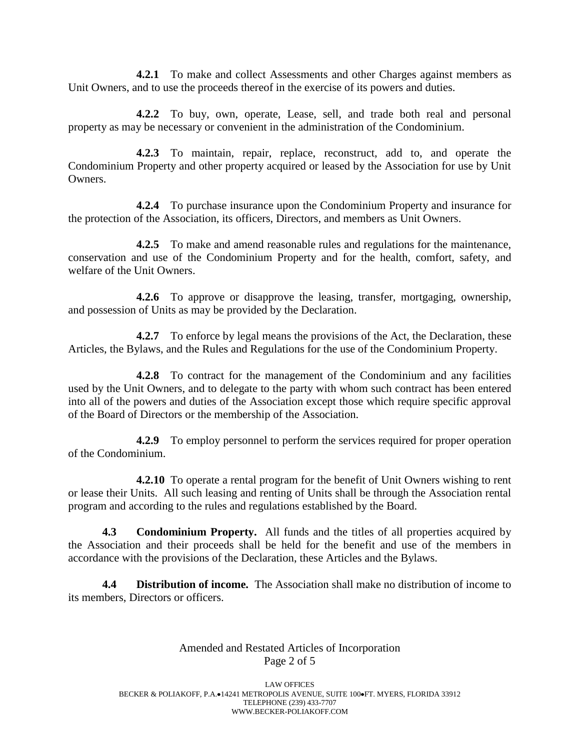**4.2.1** To make and collect Assessments and other Charges against members as Unit Owners, and to use the proceeds thereof in the exercise of its powers and duties.

**4.2.2** To buy, own, operate, Lease, sell, and trade both real and personal property as may be necessary or convenient in the administration of the Condominium.

**4.2.3** To maintain, repair, replace, reconstruct, add to, and operate the Condominium Property and other property acquired or leased by the Association for use by Unit Owners.

**4.2.4** To purchase insurance upon the Condominium Property and insurance for the protection of the Association, its officers, Directors, and members as Unit Owners.

**4.2.5** To make and amend reasonable rules and regulations for the maintenance, conservation and use of the Condominium Property and for the health, comfort, safety, and welfare of the Unit Owners.

**4.2.6** To approve or disapprove the leasing, transfer, mortgaging, ownership, and possession of Units as may be provided by the Declaration.

**4.2.7** To enforce by legal means the provisions of the Act, the Declaration, these Articles, the Bylaws, and the Rules and Regulations for the use of the Condominium Property.

**4.2.8** To contract for the management of the Condominium and any facilities used by the Unit Owners, and to delegate to the party with whom such contract has been entered into all of the powers and duties of the Association except those which require specific approval of the Board of Directors or the membership of the Association.

**4.2.9** To employ personnel to perform the services required for proper operation of the Condominium.

**4.2.10** To operate a rental program for the benefit of Unit Owners wishing to rent or lease their Units. All such leasing and renting of Units shall be through the Association rental program and according to the rules and regulations established by the Board.

**4.3 Condominium Property.** All funds and the titles of all properties acquired by the Association and their proceeds shall be held for the benefit and use of the members in accordance with the provisions of the Declaration, these Articles and the Bylaws.

**4.4 Distribution of income.** The Association shall make no distribution of income to its members, Directors or officers.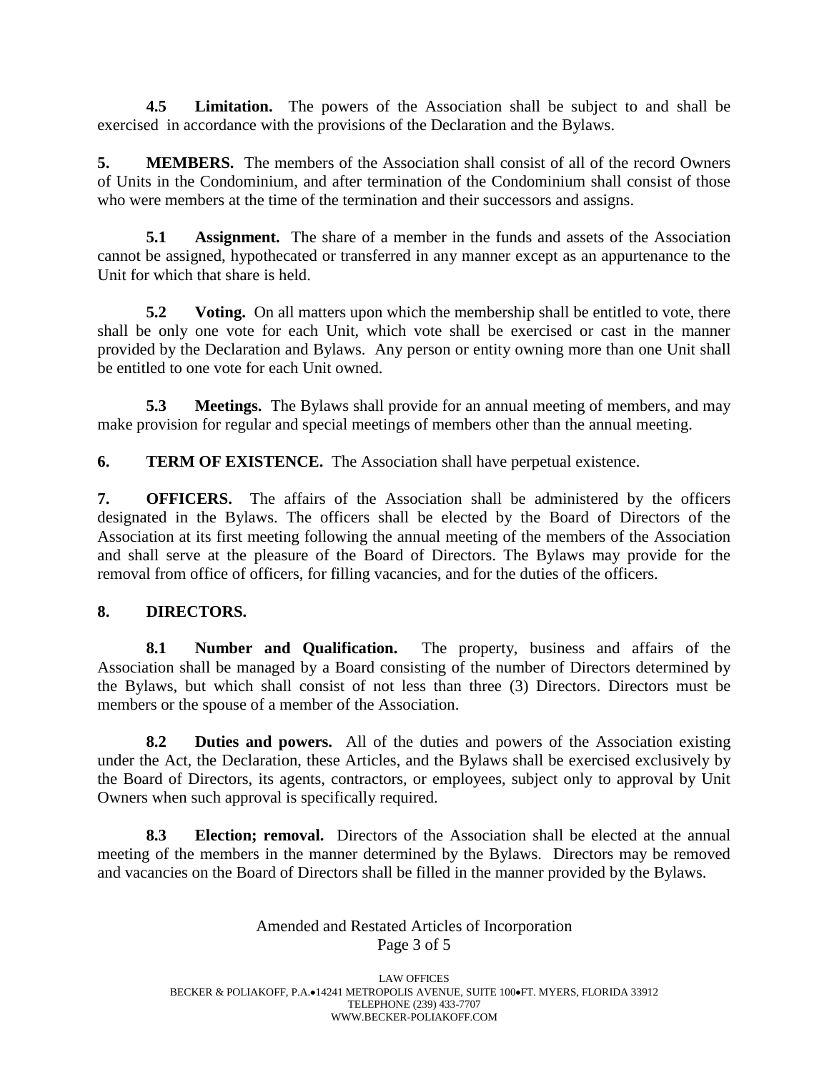**4.5 Limitation.** The powers of the Association shall be subject to and shall be exercised in accordance with the provisions of the Declaration and the Bylaws.

**5. MEMBERS.** The members of the Association shall consist of all of the record Owners of Units in the Condominium, and after termination of the Condominium shall consist of those who were members at the time of the termination and their successors and assigns.

**5.1 Assignment.** The share of a member in the funds and assets of the Association cannot be assigned, hypothecated or transferred in any manner except as an appurtenance to the Unit for which that share is held.

**5.2 Voting.** On all matters upon which the membership shall be entitled to vote, there shall be only one vote for each Unit, which vote shall be exercised or cast in the manner provided by the Declaration and Bylaws. Any person or entity owning more than one Unit shall be entitled to one vote for each Unit owned.

**5.3 Meetings.** The Bylaws shall provide for an annual meeting of members, and may make provision for regular and special meetings of members other than the annual meeting.

**6. TERM OF EXISTENCE.** The Association shall have perpetual existence.

**7. OFFICERS.** The affairs of the Association shall be administered by the officers designated in the Bylaws. The officers shall be elected by the Board of Directors of the Association at its first meeting following the annual meeting of the members of the Association and shall serve at the pleasure of the Board of Directors. The Bylaws may provide for the removal from office of officers, for filling vacancies, and for the duties of the officers.

**8. DIRECTORS.**

**8.1 Number and Qualification.** The property, business and affairs of the Association shall be managed by a Board consisting of the number of Directors determined by the Bylaws, but which shall consist of not less than three (3) Directors. Directors must be members or the spouse of a member of the Association.

**8.2 Duties and powers.** All of the duties and powers of the Association existing under the Act, the Declaration, these Articles, and the Bylaws shall be exercised exclusively by the Board of Directors, its agents, contractors, or employees, subject only to approval by Unit Owners when such approval is specifically required.

**8.3 Election; removal.** Directors of the Association shall be elected at the annual meeting of the members in the manner determined by the Bylaws. Directors may be removed and vacancies on the Board of Directors shall be filled in the manner provided by the Bylaws.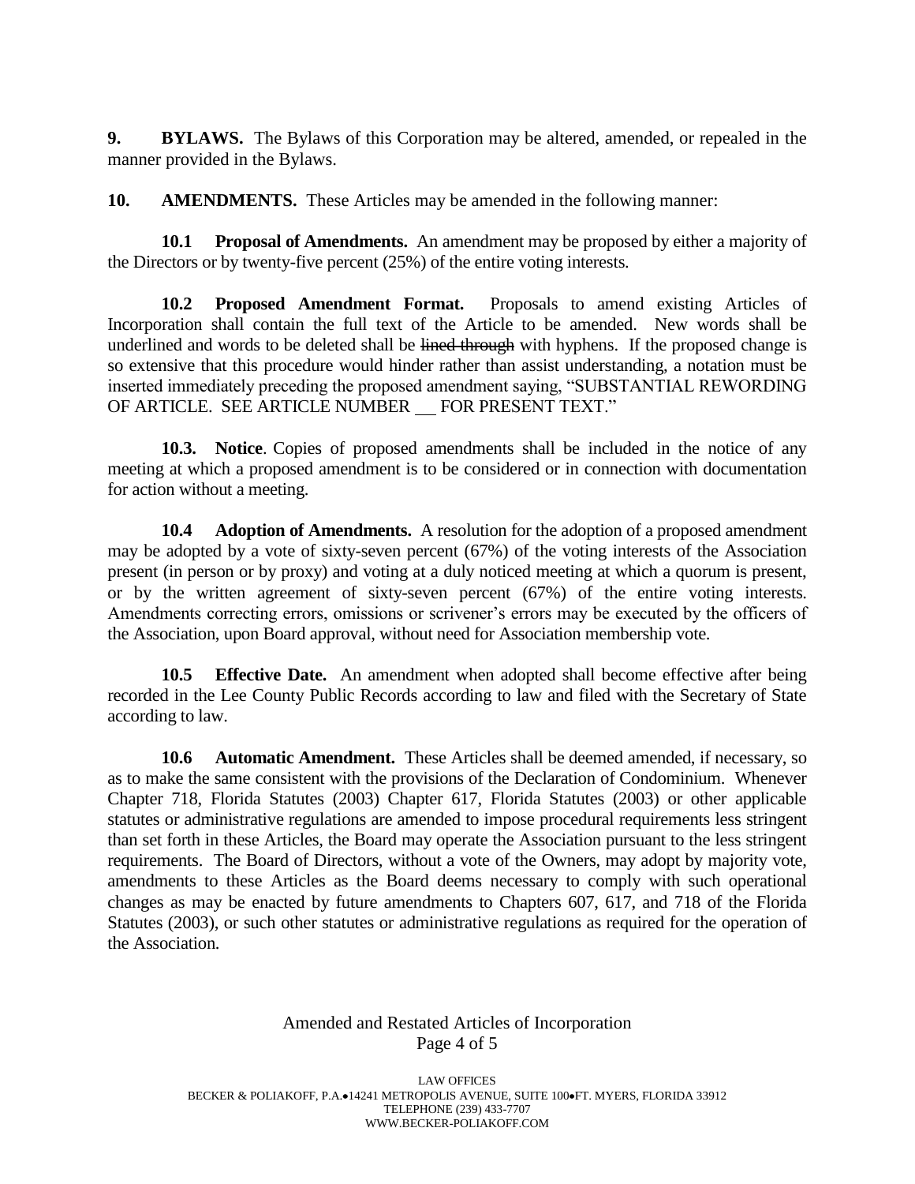**9. BYLAWS.** The Bylaws of this Corporation may be altered, amended, or repealed in the manner provided in the Bylaws.

**10. AMENDMENTS.** These Articles may be amended in the following manner:

**10.1 Proposal of Amendments.** An amendment may be proposed by either a majority of the Directors or by twenty-five percent (25%) of the entire voting interests.

**10.2 Proposed Amendment Format.** Proposals to amend existing Articles of Incorporation shall contain the full text of the Article to be amended. New words shall be underlined and words to be deleted shall be ~~lined through~~ with hyphens. If the proposed change is so extensive that this procedure would hinder rather than assist understanding, a notation must be inserted immediately preceding the proposed amendment saying, "SUBSTANTIAL REWORDING OF ARTICLE. SEE ARTICLE NUMBER \_\_ FOR PRESENT TEXT."

**10.3. Notice**. Copies of proposed amendments shall be included in the notice of any meeting at which a proposed amendment is to be considered or in connection with documentation for action without a meeting.

**10.4 Adoption of Amendments.** A resolution for the adoption of a proposed amendment may be adopted by a vote of sixty-seven percent (67%) of the voting interests of the Association present (in person or by proxy) and voting at a duly noticed meeting at which a quorum is present, or by the written agreement of sixty-seven percent (67%) of the entire voting interests. Amendments correcting errors, omissions or scrivener's errors may be executed by the officers of the Association, upon Board approval, without need for Association membership vote.

**10.5 Effective Date.** An amendment when adopted shall become effective after being recorded in the Lee County Public Records according to law and filed with the Secretary of State according to law.

**10.6 Automatic Amendment.** These Articles shall be deemed amended, if necessary, so as to make the same consistent with the provisions of the Declaration of Condominium. Whenever Chapter 718, Florida Statutes (2003) Chapter 617, Florida Statutes (2003) or other applicable statutes or administrative regulations are amended to impose procedural requirements less stringent than set forth in these Articles, the Board may operate the Association pursuant to the less stringent requirements. The Board of Directors, without a vote of the Owners, may adopt by majority vote, amendments to these Articles as the Board deems necessary to comply with such operational changes as may be enacted by future amendments to Chapters 607, 617, and 718 of the Florida Statutes (2003), or such other statutes or administrative regulations as required for the operation of the Association.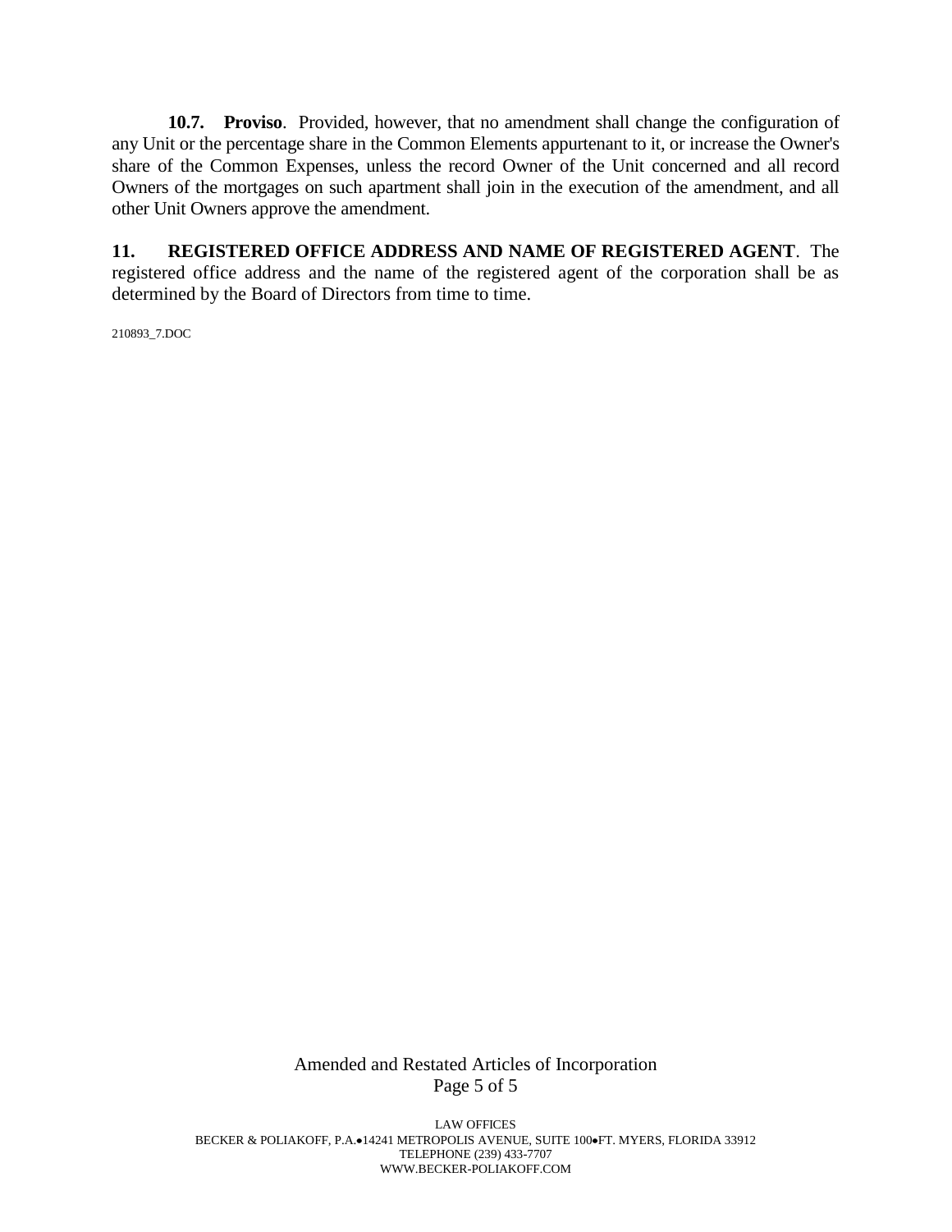**10.7. Proviso**. Provided, however, that no amendment shall change the configuration of any Unit or the percentage share in the Common Elements appurtenant to it, or increase the Owner's share of the Common Expenses, unless the record Owner of the Unit concerned and all record Owners of the mortgages on such apartment shall join in the execution of the amendment, and all other Unit Owners approve the amendment.

**11. REGISTERED OFFICE ADDRESS AND NAME OF REGISTERED AGENT**. The registered office address and the name of the registered agent of the corporation shall be as determined by the Board of Directors from time to time.

210893_7.DOC